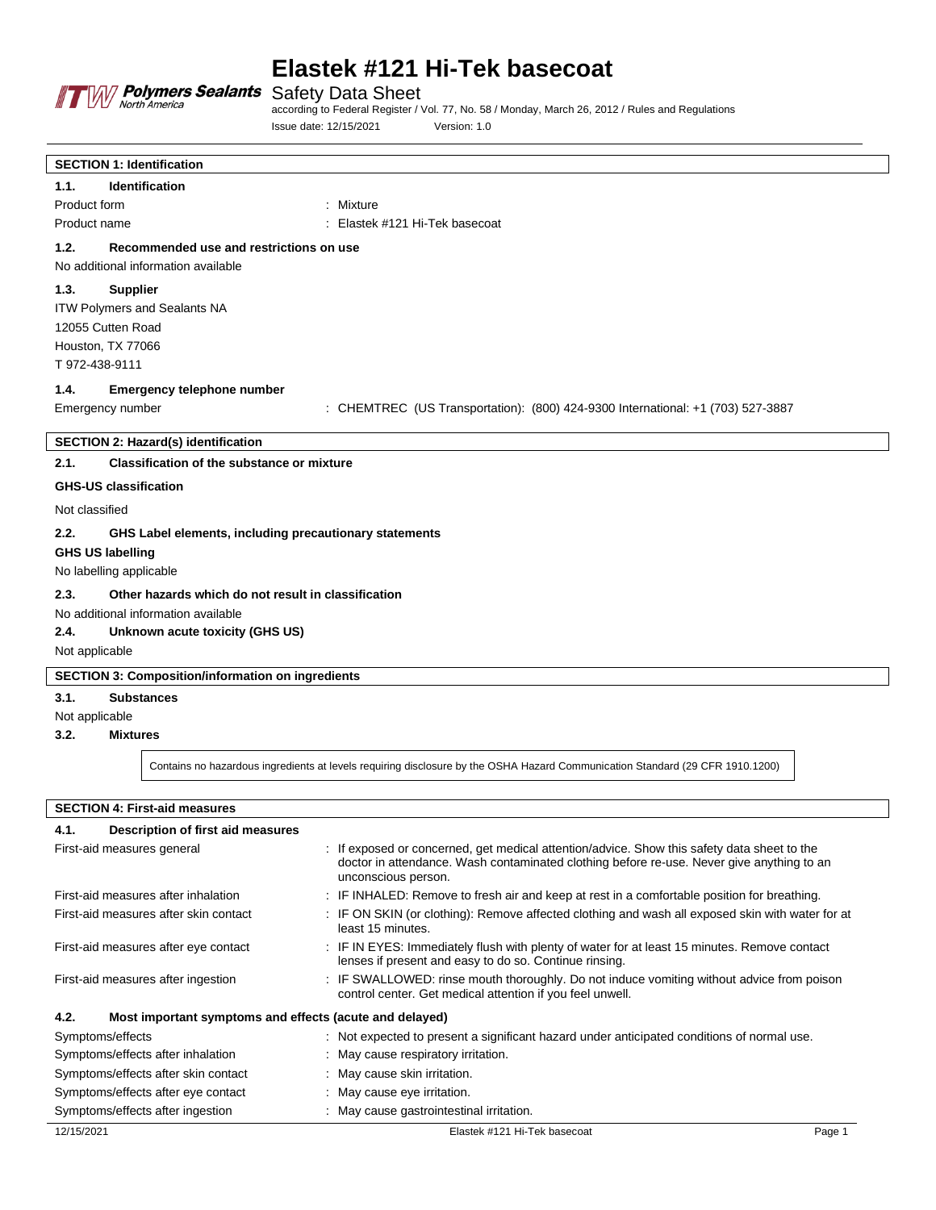# Elastek #121 Hi-Tek basecoat

Safety Data Sheet

according to Federal Register / Vol. 77, No. 58 / Monday, March 26, 2012 / Rules and Regulations

Issue date: 12/15/2021 Version: 1.0

## SECTION 1: Identification

### 1.1. Identification

| | |
|---|---|
| Product form | : Mixture |
| Product name | : Elastek #121 Hi-Tek basecoat |

### 1.2. Recommended use and restrictions on use

No additional information available

### 1.3. Supplier

ITW Polymers and Sealants NA
12055 Cutten Road
Houston, TX 77066
T 972-438-9111

### 1.4. Emergency telephone number

| | |
|---|---|
| Emergency number | : CHEMTREC (US Transportation): (800) 424-9300 International: +1 (703) 527-3887 |

## SECTION 2: Hazard(s) identification

### 2.1. Classification of the substance or mixture

**GHS-US classification**

Not classified

### 2.2. GHS Label elements, including precautionary statements

**GHS US labelling**

No labelling applicable

### 2.3. Other hazards which do not result in classification

No additional information available

### 2.4. Unknown acute toxicity (GHS US)

Not applicable

## SECTION 3: Composition/information on ingredients

### 3.1. Substances

Not applicable

### 3.2. Mixtures

Contains no hazardous ingredients at levels requiring disclosure by the OSHA Hazard Communication Standard (29 CFR 1910.1200)

## SECTION 4: First-aid measures

### 4.1. Description of first aid measures

| | |
|---|---|
| First-aid measures general | : If exposed or concerned, get medical attention/advice. Show this safety data sheet to the doctor in attendance. Wash contaminated clothing before re-use. Never give anything to an unconscious person. |
| First-aid measures after inhalation | : IF INHALED: Remove to fresh air and keep at rest in a comfortable position for breathing. |
| First-aid measures after skin contact | : IF ON SKIN (or clothing): Remove affected clothing and wash all exposed skin with water for at least 15 minutes. |
| First-aid measures after eye contact | : IF IN EYES: Immediately flush with plenty of water for at least 15 minutes. Remove contact lenses if present and easy to do so. Continue rinsing. |
| First-aid measures after ingestion | : IF SWALLOWED: rinse mouth thoroughly. Do not induce vomiting without advice from poison control center. Get medical attention if you feel unwell. |

### 4.2. Most important symptoms and effects (acute and delayed)

| | |
|---|---|
| Symptoms/effects | : Not expected to present a significant hazard under anticipated conditions of normal use. |
| Symptoms/effects after inhalation | : May cause respiratory irritation. |
| Symptoms/effects after skin contact | : May cause skin irritation. |
| Symptoms/effects after eye contact | : May cause eye irritation. |
| Symptoms/effects after ingestion | : May cause gastrointestinal irritation. |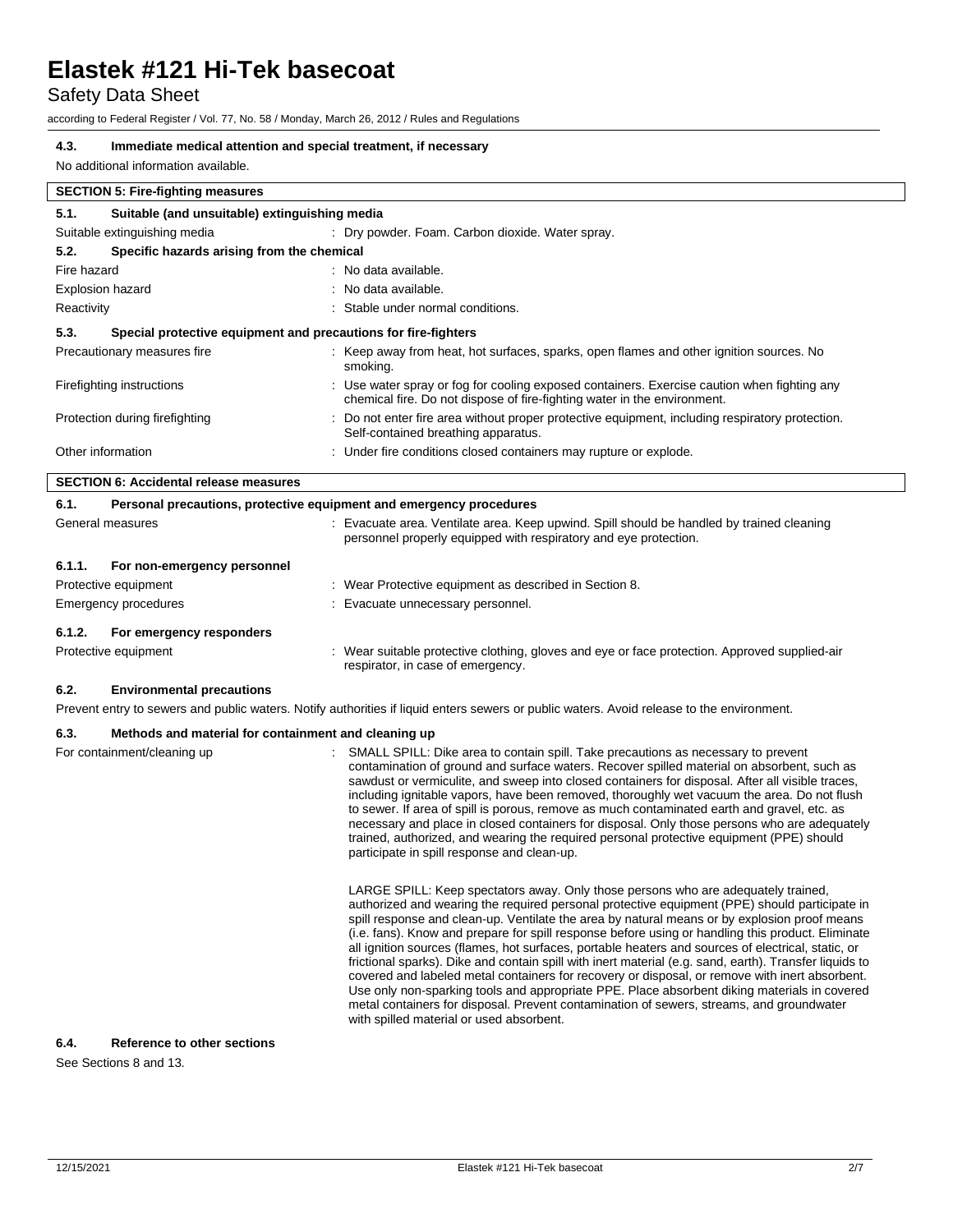### 4.3. Immediate medical attention and special treatment, if necessary

No additional information available.

## SECTION 5: Fire-fighting measures

### 5.1. Suitable (and unsuitable) extinguishing media

Suitable extinguishing media : Dry powder. Foam. Carbon dioxide. Water spray.

### 5.2. Specific hazards arising from the chemical

Fire hazard : No data available.

Explosion hazard : No data available.

Reactivity : Stable under normal conditions.

### 5.3. Special protective equipment and precautions for fire-fighters

Precautionary measures fire : Keep away from heat, hot surfaces, sparks, open flames and other ignition sources. No smoking.

Firefighting instructions : Use water spray or fog for cooling exposed containers. Exercise caution when fighting any chemical fire. Do not dispose of fire-fighting water in the environment.

Protection during firefighting : Do not enter fire area without proper protective equipment, including respiratory protection. Self-contained breathing apparatus.

Other information : Under fire conditions closed containers may rupture or explode.

## SECTION 6: Accidental release measures

### 6.1. Personal precautions, protective equipment and emergency procedures

General measures : Evacuate area. Ventilate area. Keep upwind. Spill should be handled by trained cleaning personnel properly equipped with respiratory and eye protection.

#### 6.1.1. For non-emergency personnel

Protective equipment : Wear Protective equipment as described in Section 8.

Emergency procedures : Evacuate unnecessary personnel.

#### 6.1.2. For emergency responders

Protective equipment : Wear suitable protective clothing, gloves and eye or face protection. Approved supplied-air respirator, in case of emergency.

### 6.2. Environmental precautions

Prevent entry to sewers and public waters. Notify authorities if liquid enters sewers or public waters. Avoid release to the environment.

### 6.3. Methods and material for containment and cleaning up

For containment/cleaning up : SMALL SPILL: Dike area to contain spill. Take precautions as necessary to prevent contamination of ground and surface waters. Recover spilled material on absorbent, such as sawdust or vermiculite, and sweep into closed containers for disposal. After all visible traces, including ignitable vapors, have been removed, thoroughly wet vacuum the area. Do not flush to sewer. If area of spill is porous, remove as much contaminated earth and gravel, etc. as necessary and place in closed containers for disposal. Only those persons who are adequately trained, authorized, and wearing the required personal protective equipment (PPE) should participate in spill response and clean-up.

LARGE SPILL: Keep spectators away. Only those persons who are adequately trained, authorized and wearing the required personal protective equipment (PPE) should participate in spill response and clean-up. Ventilate the area by natural means or by explosion proof means (i.e. fans). Know and prepare for spill response before using or handling this product. Eliminate all ignition sources (flames, hot surfaces, portable heaters and sources of electrical, static, or frictional sparks). Dike and contain spill with inert material (e.g. sand, earth). Transfer liquids to covered and labeled metal containers for recovery or disposal, or remove with inert absorbent. Use only non-sparking tools and appropriate PPE. Place absorbent diking materials in covered metal containers for disposal. Prevent contamination of sewers, streams, and groundwater with spilled material or used absorbent.

### 6.4. Reference to other sections

See Sections 8 and 13.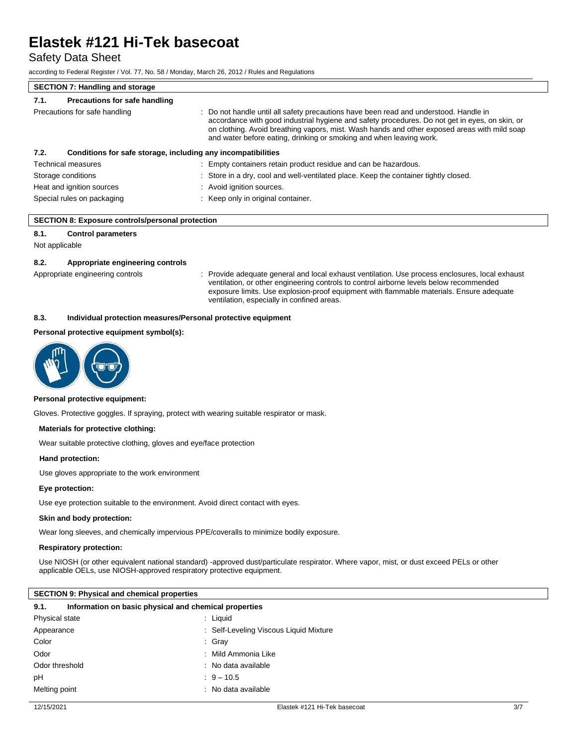# Elastek #121 Hi-Tek basecoat

Safety Data Sheet

according to Federal Register / Vol. 77, No. 58 / Monday, March 26, 2012 / Rules and Regulations

## SECTION 7: Handling and storage

### 7.1. Precautions for safe handling

Precautions for safe handling : Do not handle until all safety precautions have been read and understood. Handle in accordance with good industrial hygiene and safety procedures. Do not get in eyes, on skin, or on clothing. Avoid breathing vapors, mist. Wash hands and other exposed areas with mild soap and water before eating, drinking or smoking and when leaving work.

### 7.2. Conditions for safe storage, including any incompatibilities

| | |
|---|---|
| Technical measures | : Empty containers retain product residue and can be hazardous. |
| Storage conditions | : Store in a dry, cool and well-ventilated place. Keep the container tightly closed. |
| Heat and ignition sources | : Avoid ignition sources. |
| Special rules on packaging | : Keep only in original container. |

## SECTION 8: Exposure controls/personal protection

### 8.1. Control parameters

Not applicable

### 8.2. Appropriate engineering controls

Appropriate engineering controls : Provide adequate general and local exhaust ventilation. Use process enclosures, local exhaust ventilation, or other engineering controls to control airborne levels below recommended exposure limits. Use explosion-proof equipment with flammable materials. Ensure adequate ventilation, especially in confined areas.

### 8.3. Individual protection measures/Personal protective equipment

**Personal protective equipment symbol(s):**

**Personal protective equipment:**

Gloves. Protective goggles. If spraying, protect with wearing suitable respirator or mask.

**Materials for protective clothing:**

Wear suitable protective clothing, gloves and eye/face protection

**Hand protection:**

Use gloves appropriate to the work environment

**Eye protection:**

Use eye protection suitable to the environment. Avoid direct contact with eyes.

**Skin and body protection:**

Wear long sleeves, and chemically impervious PPE/coveralls to minimize bodily exposure.

**Respiratory protection:**

Use NIOSH (or other equivalent national standard) -approved dust/particulate respirator. Where vapor, mist, or dust exceed PELs or other applicable OELs, use NIOSH-approved respiratory protective equipment.

## SECTION 9: Physical and chemical properties

### 9.1. Information on basic physical and chemical properties

| | |
|---|---|
| Physical state | : Liquid |
| Appearance | : Self-Leveling Viscous Liquid Mixture |
| Color | : Gray |
| Odor | : Mild Ammonia Like |
| Odor threshold | : No data available |
| pH | : 9 – 10.5 |
| Melting point | : No data available |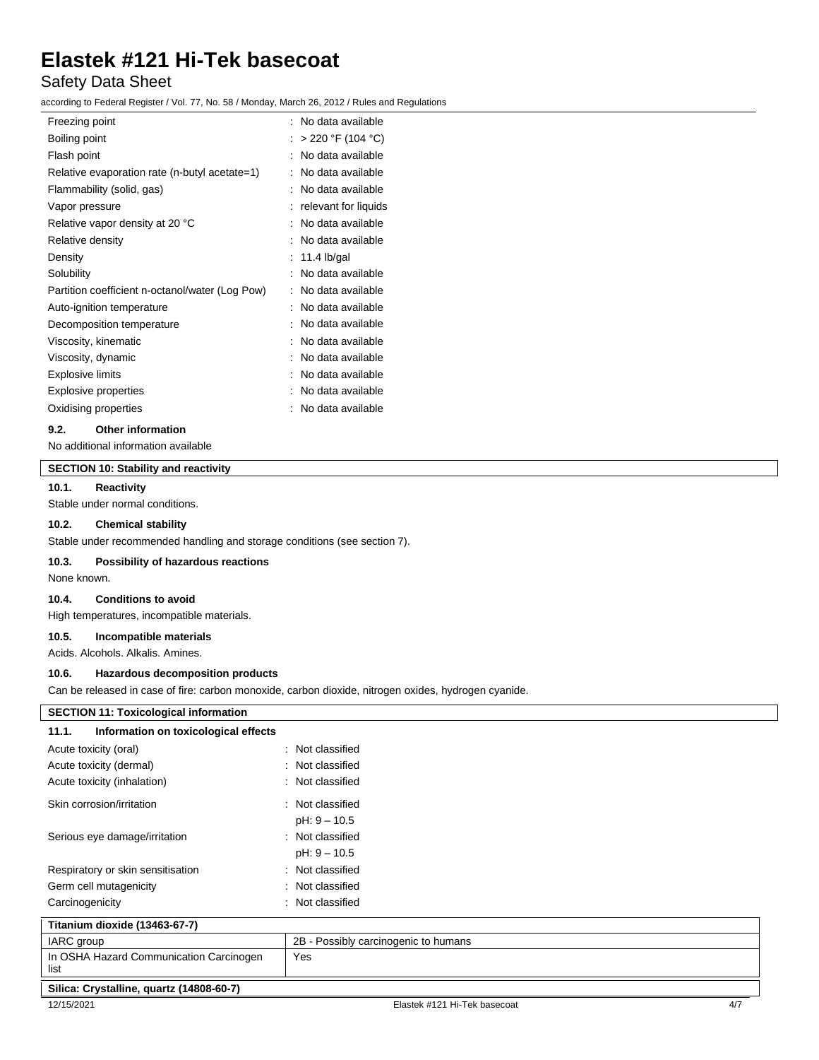| | |
|---|---|
| Freezing point | : No data available |
| Boiling point | : > 220 °F (104 °C) |
| Flash point | : No data available |
| Relative evaporation rate (n-butyl acetate=1) | : No data available |
| Flammability (solid, gas) | : No data available |
| Vapor pressure | : relevant for liquids |
| Relative vapor density at 20 °C | : No data available |
| Relative density | : No data available |
| Density | : 11.4 lb/gal |
| Solubility | : No data available |
| Partition coefficient n-octanol/water (Log Pow) | : No data available |
| Auto-ignition temperature | : No data available |
| Decomposition temperature | : No data available |
| Viscosity, kinematic | : No data available |
| Viscosity, dynamic | : No data available |
| Explosive limits | : No data available |
| Explosive properties | : No data available |
| Oxidising properties | : No data available |

### 9.2. Other information

No additional information available

## SECTION 10: Stability and reactivity

### 10.1. Reactivity

Stable under normal conditions.

### 10.2. Chemical stability

Stable under recommended handling and storage conditions (see section 7).

### 10.3. Possibility of hazardous reactions

None known.

### 10.4. Conditions to avoid

High temperatures, incompatible materials.

### 10.5. Incompatible materials

Acids. Alcohols. Alkalis. Amines.

### 10.6. Hazardous decomposition products

Can be released in case of fire: carbon monoxide, carbon dioxide, nitrogen oxides, hydrogen cyanide.

## SECTION 11: Toxicological information

### 11.1. Information on toxicological effects

| | |
|---|---|
| Acute toxicity (oral) | : Not classified |
| Acute toxicity (dermal) | : Not classified |
| Acute toxicity (inhalation) | : Not classified |
| Skin corrosion/irritation | : Not classified<br>pH: 9 – 10.5 |
| Serious eye damage/irritation | : Not classified<br>pH: 9 – 10.5 |
| Respiratory or skin sensitisation | : Not classified |
| Germ cell mutagenicity | : Not classified |
| Carcinogenicity | : Not classified |

| Titanium dioxide (13463-67-7) | |
|---|---|
| IARC group | 2B - Possibly carcinogenic to humans |
| In OSHA Hazard Communication Carcinogen list | Yes |

| Silica: Crystalline, quartz (14808-60-7) |
|---|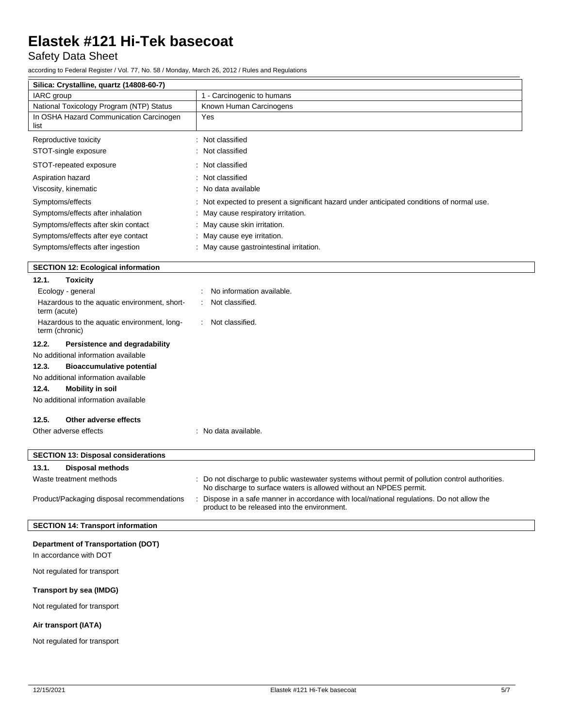| Silica: Crystalline, quartz (14808-60-7) | |
|---|---|
| IARC group | 1 - Carcinogenic to humans |
| National Toxicology Program (NTP) Status | Known Human Carcinogens |
| In OSHA Hazard Communication Carcinogen list | Yes |

Reproductive toxicity : Not classified

STOT-single exposure : Not classified

STOT-repeated exposure : Not classified

Aspiration hazard : Not classified

Viscosity, kinematic : No data available

Symptoms/effects : Not expected to present a significant hazard under anticipated conditions of normal use.

Symptoms/effects after inhalation : May cause respiratory irritation.

Symptoms/effects after skin contact : May cause skin irritation.

Symptoms/effects after eye contact : May cause eye irritation.

Symptoms/effects after ingestion : May cause gastrointestinal irritation.

## SECTION 12: Ecological information

### 12.1. Toxicity

Ecology - general : No information available.

Hazardous to the aquatic environment, short-term (acute) : Not classified.

Hazardous to the aquatic environment, long-term (chronic) : Not classified.

### 12.2. Persistence and degradability

No additional information available

### 12.3. Bioaccumulative potential

No additional information available

### 12.4. Mobility in soil

No additional information available

### 12.5. Other adverse effects

Other adverse effects : No data available.

## SECTION 13: Disposal considerations

### 13.1. Disposal methods

Waste treatment methods : Do not discharge to public wastewater systems without permit of pollution control authorities. No discharge to surface waters is allowed without an NPDES permit.

Product/Packaging disposal recommendations : Dispose in a safe manner in accordance with local/national regulations. Do not allow the product to be released into the environment.

## SECTION 14: Transport information

**Department of Transportation (DOT)**

In accordance with DOT

Not regulated for transport

**Transport by sea (IMDG)**

Not regulated for transport

**Air transport (IATA)**

Not regulated for transport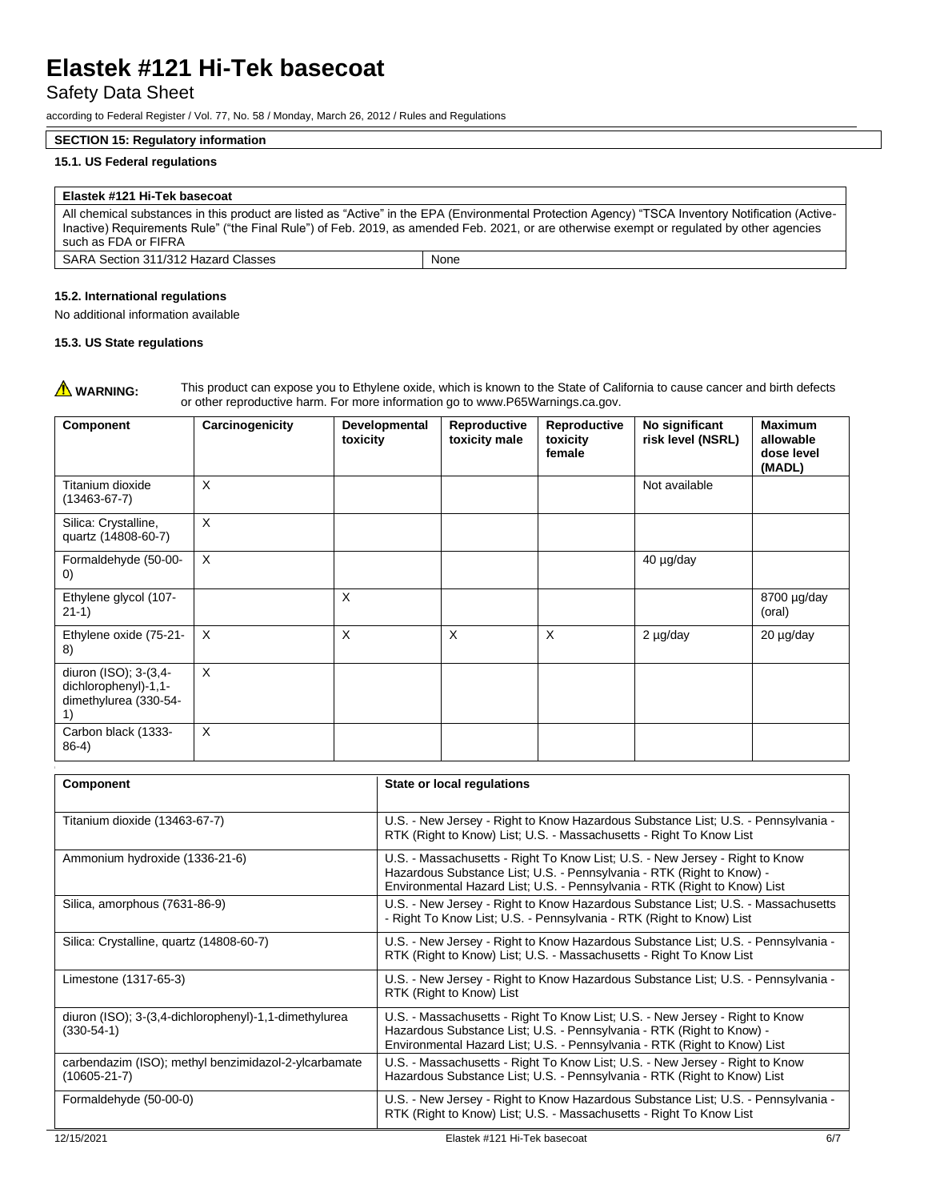# Elastek #121 Hi-Tek basecoat

Safety Data Sheet

according to Federal Register / Vol. 77, No. 58 / Monday, March 26, 2012 / Rules and Regulations

## SECTION 15: Regulatory information

### 15.1. US Federal regulations

| Elastek #121 Hi-Tek basecoat | |
|---|---|
| All chemical substances in this product are listed as "Active" in the EPA (Environmental Protection Agency) "TSCA Inventory Notification (Active-Inactive) Requirements Rule" ("the Final Rule") of Feb. 2019, as amended Feb. 2021, or are otherwise exempt or regulated by other agencies such as FDA or FIFRA | |
| SARA Section 311/312 Hazard Classes | None |

### 15.2. International regulations

No additional information available

### 15.3. US State regulations

**WARNING:** This product can expose you to Ethylene oxide, which is known to the State of California to cause cancer and birth defects or other reproductive harm. For more information go to www.P65Warnings.ca.gov.

| Component | Carcinogenicity | Developmental toxicity | Reproductive toxicity male | Reproductive toxicity female | No significant risk level (NSRL) | Maximum allowable dose level (MADL) |
|---|---|---|---|---|---|---|
| Titanium dioxide (13463-67-7) | X | | | | Not available | |
| Silica: Crystalline, quartz (14808-60-7) | X | | | | | |
| Formaldehyde (50-00-0) | X | | | | 40 µg/day | |
| Ethylene glycol (107-21-1) | | X | | | | 8700 µg/day (oral) |
| Ethylene oxide (75-21-8) | X | X | X | X | 2 µg/day | 20 µg/day |
| diuron (ISO); 3-(3,4-dichlorophenyl)-1,1-dimethylurea (330-54-1) | X | | | | | |
| Carbon black (1333-86-4) | X | | | | | |

| Component | State or local regulations |
|---|---|
| Titanium dioxide (13463-67-7) | U.S. - New Jersey - Right to Know Hazardous Substance List; U.S. - Pennsylvania - RTK (Right to Know) List; U.S. - Massachusetts - Right To Know List |
| Ammonium hydroxide (1336-21-6) | U.S. - Massachusetts - Right To Know List; U.S. - New Jersey - Right to Know Hazardous Substance List; U.S. - Pennsylvania - RTK (Right to Know) - Environmental Hazard List; U.S. - Pennsylvania - RTK (Right to Know) List |
| Silica, amorphous (7631-86-9) | U.S. - New Jersey - Right to Know Hazardous Substance List; U.S. - Massachusetts - Right To Know List; U.S. - Pennsylvania - RTK (Right to Know) List |
| Silica: Crystalline, quartz (14808-60-7) | U.S. - New Jersey - Right to Know Hazardous Substance List; U.S. - Pennsylvania - RTK (Right to Know) List; U.S. - Massachusetts - Right To Know List |
| Limestone (1317-65-3) | U.S. - New Jersey - Right to Know Hazardous Substance List; U.S. - Pennsylvania - RTK (Right to Know) List |
| diuron (ISO); 3-(3,4-dichlorophenyl)-1,1-dimethylurea (330-54-1) | U.S. - Massachusetts - Right To Know List; U.S. - New Jersey - Right to Know Hazardous Substance List; U.S. - Pennsylvania - RTK (Right to Know) - Environmental Hazard List; U.S. - Pennsylvania - RTK (Right to Know) List |
| carbendazim (ISO); methyl benzimidazol-2-ylcarbamate (10605-21-7) | U.S. - Massachusetts - Right To Know List; U.S. - New Jersey - Right to Know Hazardous Substance List; U.S. - Pennsylvania - RTK (Right to Know) List |
| Formaldehyde (50-00-0) | U.S. - New Jersey - Right to Know Hazardous Substance List; U.S. - Pennsylvania - RTK (Right to Know) List; U.S. - Massachusetts - Right To Know List |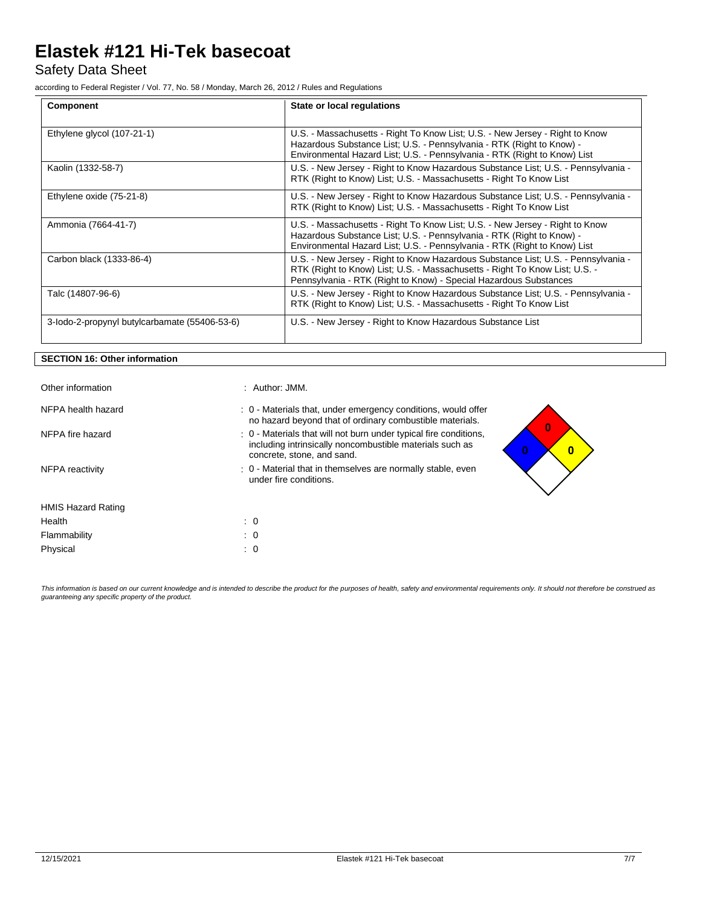# Elastek #121 Hi-Tek basecoat

Safety Data Sheet

according to Federal Register / Vol. 77, No. 58 / Monday, March 26, 2012 / Rules and Regulations

| Component | State or local regulations |
|---|---|
| Ethylene glycol (107-21-1) | U.S. - Massachusetts - Right To Know List; U.S. - New Jersey - Right to Know Hazardous Substance List; U.S. - Pennsylvania - RTK (Right to Know) - Environmental Hazard List; U.S. - Pennsylvania - RTK (Right to Know) List |
| Kaolin (1332-58-7) | U.S. - New Jersey - Right to Know Hazardous Substance List; U.S. - Pennsylvania - RTK (Right to Know) List; U.S. - Massachusetts - Right To Know List |
| Ethylene oxide (75-21-8) | U.S. - New Jersey - Right to Know Hazardous Substance List; U.S. - Pennsylvania - RTK (Right to Know) List; U.S. - Massachusetts - Right To Know List |
| Ammonia (7664-41-7) | U.S. - Massachusetts - Right To Know List; U.S. - New Jersey - Right to Know Hazardous Substance List; U.S. - Pennsylvania - RTK (Right to Know) - Environmental Hazard List; U.S. - Pennsylvania - RTK (Right to Know) List |
| Carbon black (1333-86-4) | U.S. - New Jersey - Right to Know Hazardous Substance List; U.S. - Pennsylvania - RTK (Right to Know) List; U.S. - Massachusetts - Right To Know List; U.S. - Pennsylvania - RTK (Right to Know) - Special Hazardous Substances |
| Talc (14807-96-6) | U.S. - New Jersey - Right to Know Hazardous Substance List; U.S. - Pennsylvania - RTK (Right to Know) List; U.S. - Massachusetts - Right To Know List |
| 3-Iodo-2-propynyl butylcarbamate (55406-53-6) | U.S. - New Jersey - Right to Know Hazardous Substance List |

## SECTION 16: Other information

Other information : Author: JMM.

NFPA health hazard : 0 - Materials that, under emergency conditions, would offer no hazard beyond that of ordinary combustible materials.

NFPA fire hazard : 0 - Materials that will not burn under typical fire conditions, including intrinsically noncombustible materials such as concrete, stone, and sand.

NFPA reactivity : 0 - Material that in themselves are normally stable, even under fire conditions.

0

0 0

HMIS Hazard Rating

Health : 0

Flammability : 0

Physical : 0

*This information is based on our current knowledge and is intended to describe the product for the purposes of health, safety and environmental requirements only. It should not therefore be construed as guaranteeing any specific property of the product.*